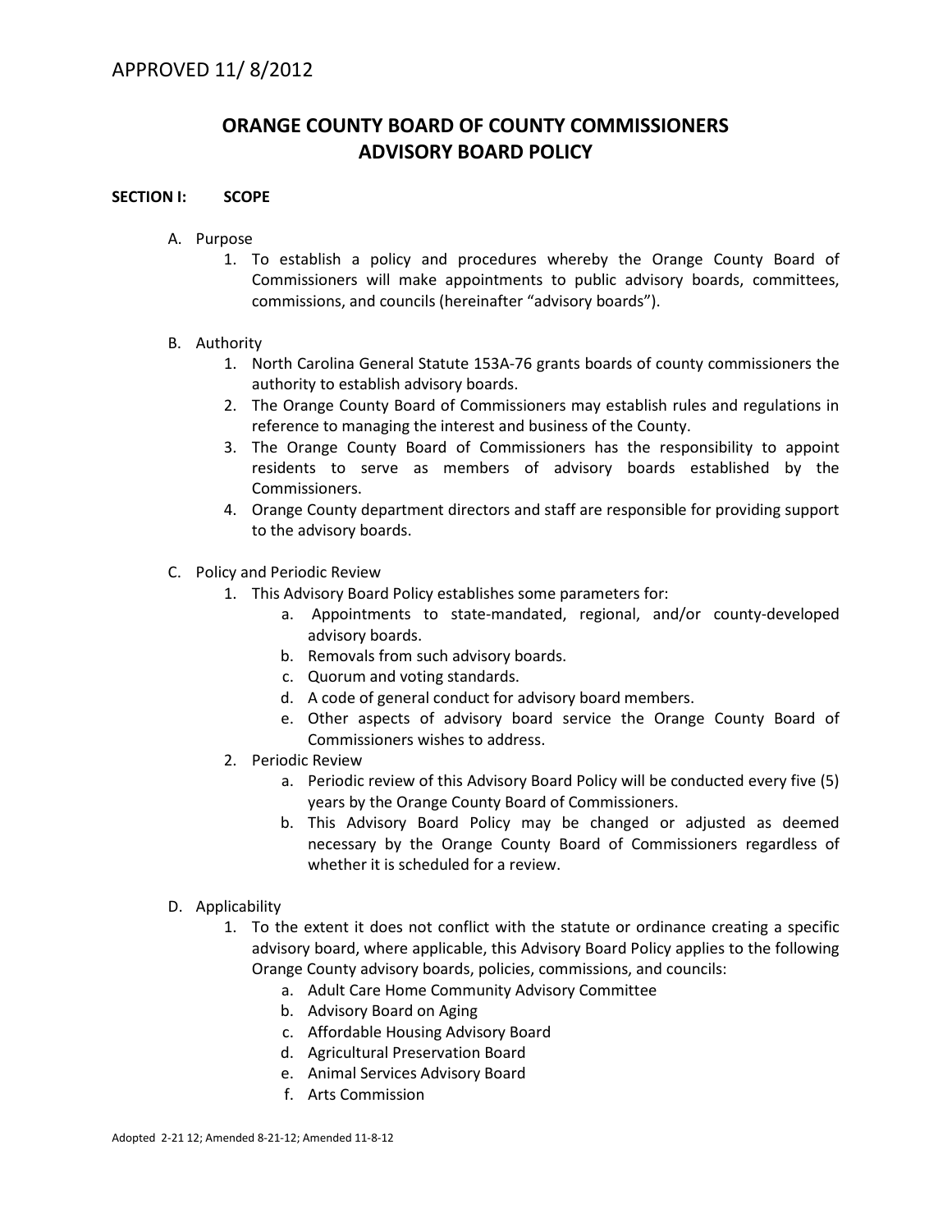APPROVED 11/ 8/2012

# ORANGE COUNTY BOARD OF COUNTY COMMISSIONERS ADVISORY BOARD POLICY

## SECTION I: SCOPE

A. Purpose

1. To establish a policy and procedures whereby the Orange County Board of Commissioners will make appointments to public advisory boards, committees, commissions, and councils (hereinafter "advisory boards").

B. Authority

1. North Carolina General Statute 153A-76 grants boards of county commissioners the authority to establish advisory boards.
2. The Orange County Board of Commissioners may establish rules and regulations in reference to managing the interest and business of the County.
3. The Orange County Board of Commissioners has the responsibility to appoint residents to serve as members of advisory boards established by the Commissioners.
4. Orange County department directors and staff are responsible for providing support to the advisory boards.

C. Policy and Periodic Review

1. This Advisory Board Policy establishes some parameters for:
   a. Appointments to state-mandated, regional, and/or county-developed advisory boards.
   b. Removals from such advisory boards.
   c. Quorum and voting standards.
   d. A code of general conduct for advisory board members.
   e. Other aspects of advisory board service the Orange County Board of Commissioners wishes to address.
2. Periodic Review
   a. Periodic review of this Advisory Board Policy will be conducted every five (5) years by the Orange County Board of Commissioners.
   b. This Advisory Board Policy may be changed or adjusted as deemed necessary by the Orange County Board of Commissioners regardless of whether it is scheduled for a review.

D. Applicability

1. To the extent it does not conflict with the statute or ordinance creating a specific advisory board, where applicable, this Advisory Board Policy applies to the following Orange County advisory boards, policies, commissions, and councils:
   a. Adult Care Home Community Advisory Committee
   b. Advisory Board on Aging
   c. Affordable Housing Advisory Board
   d. Agricultural Preservation Board
   e. Animal Services Advisory Board
   f. Arts Commission

Adopted 2-21 12; Amended 8-21-12; Amended 11-8-12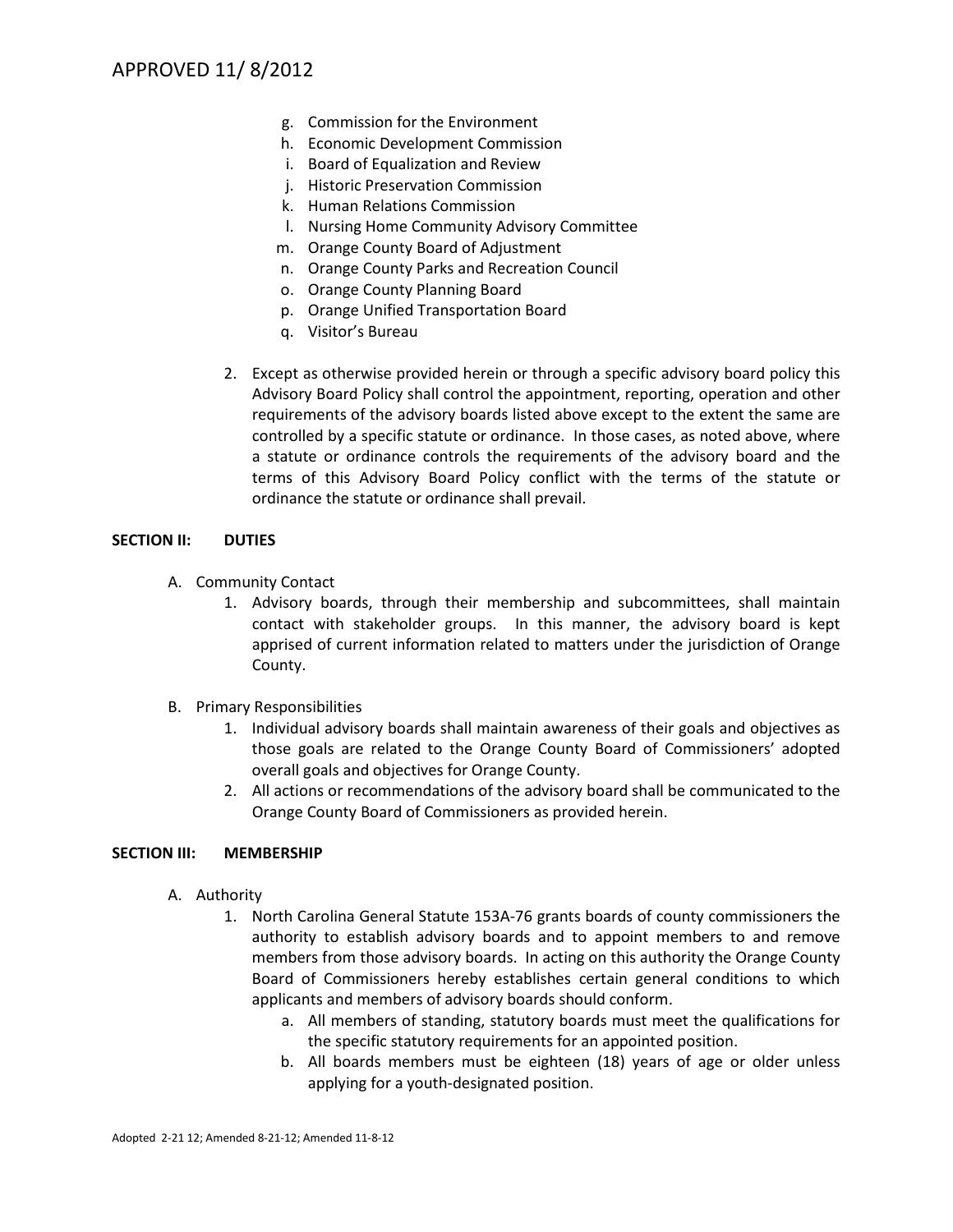g. Commission for the Environment
h. Economic Development Commission
i. Board of Equalization and Review
j. Historic Preservation Commission
k. Human Relations Commission
l. Nursing Home Community Advisory Committee
m. Orange County Board of Adjustment
n. Orange County Parks and Recreation Council
o. Orange County Planning Board
p. Orange Unified Transportation Board
q. Visitor's Bureau

2. Except as otherwise provided herein or through a specific advisory board policy this Advisory Board Policy shall control the appointment, reporting, operation and other requirements of the advisory boards listed above except to the extent the same are controlled by a specific statute or ordinance. In those cases, as noted above, where a statute or ordinance controls the requirements of the advisory board and the terms of this Advisory Board Policy conflict with the terms of the statute or ordinance the statute or ordinance shall prevail.

## SECTION II: DUTIES

A. Community Contact
   1. Advisory boards, through their membership and subcommittees, shall maintain contact with stakeholder groups. In this manner, the advisory board is kept apprised of current information related to matters under the jurisdiction of Orange County.

B. Primary Responsibilities
   1. Individual advisory boards shall maintain awareness of their goals and objectives as those goals are related to the Orange County Board of Commissioners' adopted overall goals and objectives for Orange County.
   2. All actions or recommendations of the advisory board shall be communicated to the Orange County Board of Commissioners as provided herein.

## SECTION III: MEMBERSHIP

A. Authority
   1. North Carolina General Statute 153A-76 grants boards of county commissioners the authority to establish advisory boards and to appoint members to and remove members from those advisory boards. In acting on this authority the Orange County Board of Commissioners hereby establishes certain general conditions to which applicants and members of advisory boards should conform.
      a. All members of standing, statutory boards must meet the qualifications for the specific statutory requirements for an appointed position.
      b. All boards members must be eighteen (18) years of age or older unless applying for a youth-designated position.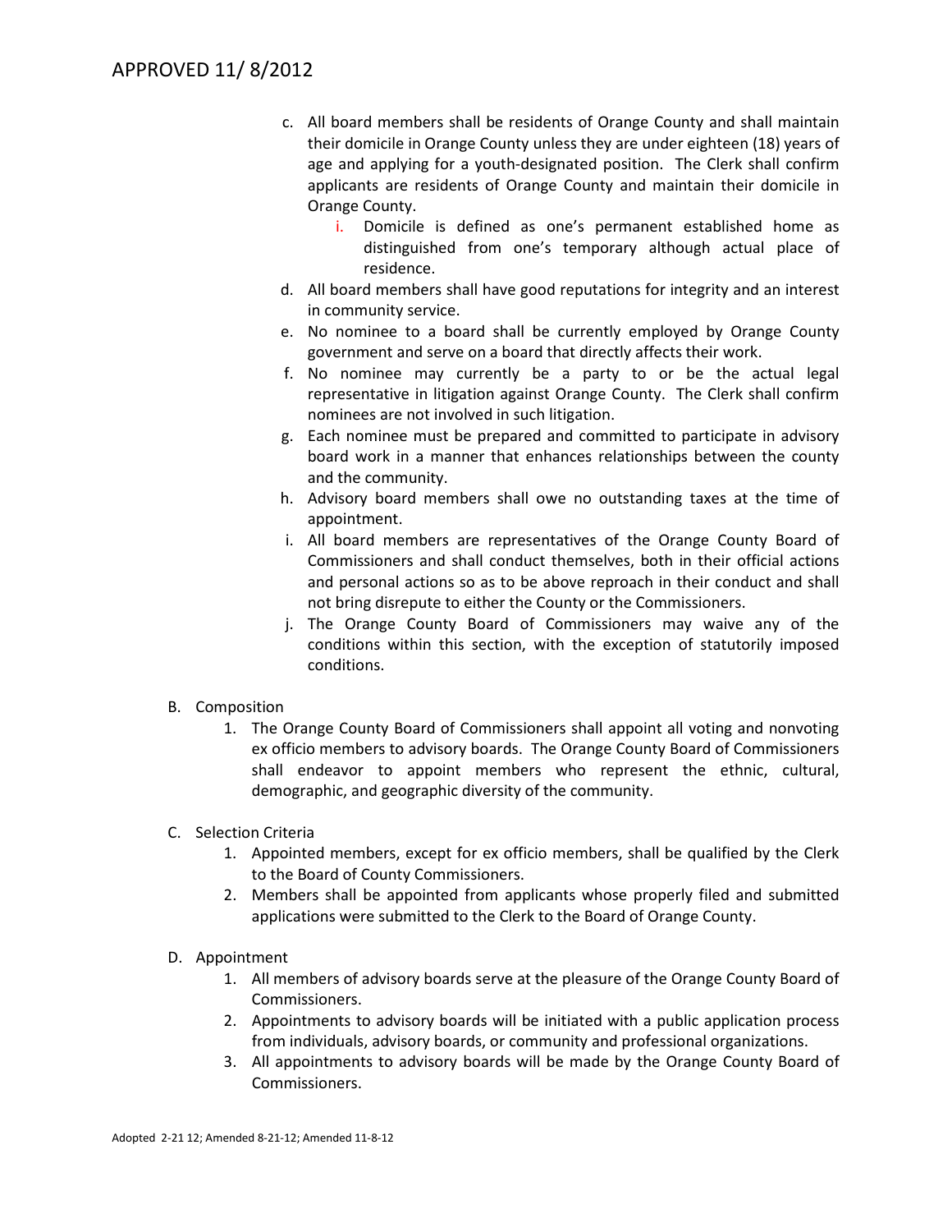c. All board members shall be residents of Orange County and shall maintain their domicile in Orange County unless they are under eighteen (18) years of age and applying for a youth-designated position. The Clerk shall confirm applicants are residents of Orange County and maintain their domicile in Orange County.
    i. Domicile is defined as one's permanent established home as distinguished from one's temporary although actual place of residence.
d. All board members shall have good reputations for integrity and an interest in community service.
e. No nominee to a board shall be currently employed by Orange County government and serve on a board that directly affects their work.
f. No nominee may currently be a party to or be the actual legal representative in litigation against Orange County. The Clerk shall confirm nominees are not involved in such litigation.
g. Each nominee must be prepared and committed to participate in advisory board work in a manner that enhances relationships between the county and the community.
h. Advisory board members shall owe no outstanding taxes at the time of appointment.
i. All board members are representatives of the Orange County Board of Commissioners and shall conduct themselves, both in their official actions and personal actions so as to be above reproach in their conduct and shall not bring disrepute to either the County or the Commissioners.
j. The Orange County Board of Commissioners may waive any of the conditions within this section, with the exception of statutorily imposed conditions.

B. Composition
    1. The Orange County Board of Commissioners shall appoint all voting and nonvoting ex officio members to advisory boards. The Orange County Board of Commissioners shall endeavor to appoint members who represent the ethnic, cultural, demographic, and geographic diversity of the community.

C. Selection Criteria
    1. Appointed members, except for ex officio members, shall be qualified by the Clerk to the Board of County Commissioners.
    2. Members shall be appointed from applicants whose properly filed and submitted applications were submitted to the Clerk to the Board of Orange County.

D. Appointment
    1. All members of advisory boards serve at the pleasure of the Orange County Board of Commissioners.
    2. Appointments to advisory boards will be initiated with a public application process from individuals, advisory boards, or community and professional organizations.
    3. All appointments to advisory boards will be made by the Orange County Board of Commissioners.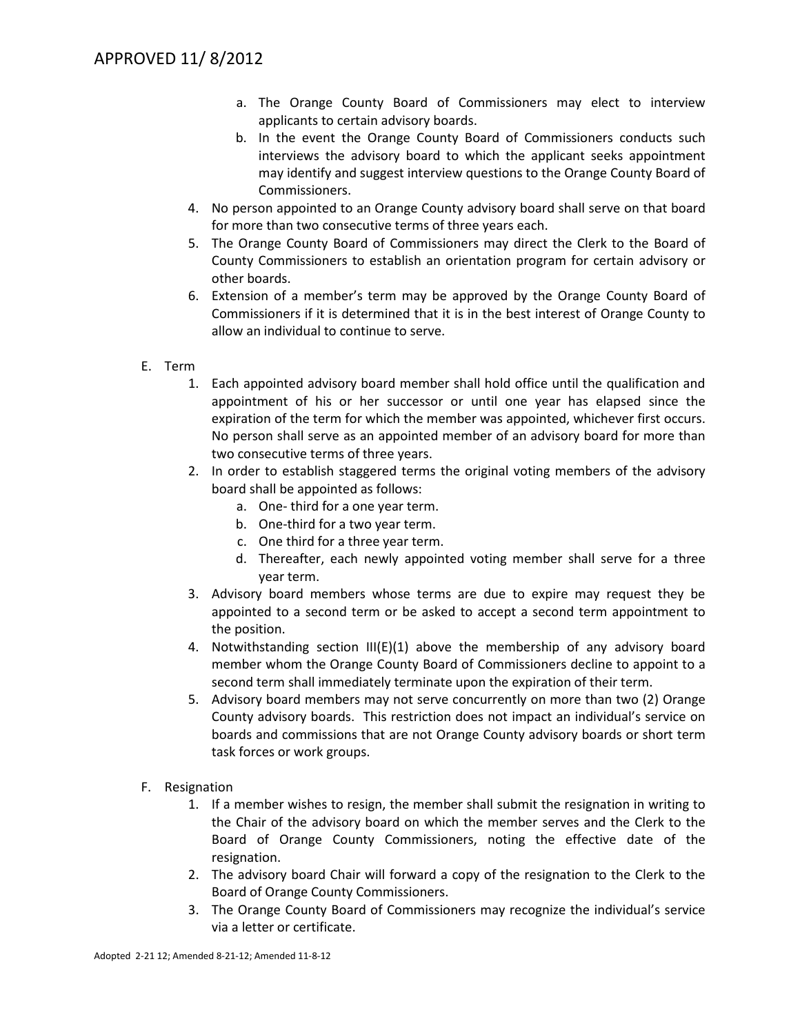a. The Orange County Board of Commissioners may elect to interview applicants to certain advisory boards.
b. In the event the Orange County Board of Commissioners conducts such interviews the advisory board to which the applicant seeks appointment may identify and suggest interview questions to the Orange County Board of Commissioners.

4. No person appointed to an Orange County advisory board shall serve on that board for more than two consecutive terms of three years each.
5. The Orange County Board of Commissioners may direct the Clerk to the Board of County Commissioners to establish an orientation program for certain advisory or other boards.
6. Extension of a member's term may be approved by the Orange County Board of Commissioners if it is determined that it is in the best interest of Orange County to allow an individual to continue to serve.

E. Term

1. Each appointed advisory board member shall hold office until the qualification and appointment of his or her successor or until one year has elapsed since the expiration of the term for which the member was appointed, whichever first occurs. No person shall serve as an appointed member of an advisory board for more than two consecutive terms of three years.
2. In order to establish staggered terms the original voting members of the advisory board shall be appointed as follows:
   a. One- third for a one year term.
   b. One-third for a two year term.
   c. One third for a three year term.
   d. Thereafter, each newly appointed voting member shall serve for a three year term.
3. Advisory board members whose terms are due to expire may request they be appointed to a second term or be asked to accept a second term appointment to the position.
4. Notwithstanding section III(E)(1) above the membership of any advisory board member whom the Orange County Board of Commissioners decline to appoint to a second term shall immediately terminate upon the expiration of their term.
5. Advisory board members may not serve concurrently on more than two (2) Orange County advisory boards. This restriction does not impact an individual's service on boards and commissions that are not Orange County advisory boards or short term task forces or work groups.

F. Resignation

1. If a member wishes to resign, the member shall submit the resignation in writing to the Chair of the advisory board on which the member serves and the Clerk to the Board of Orange County Commissioners, noting the effective date of the resignation.
2. The advisory board Chair will forward a copy of the resignation to the Clerk to the Board of Orange County Commissioners.
3. The Orange County Board of Commissioners may recognize the individual's service via a letter or certificate.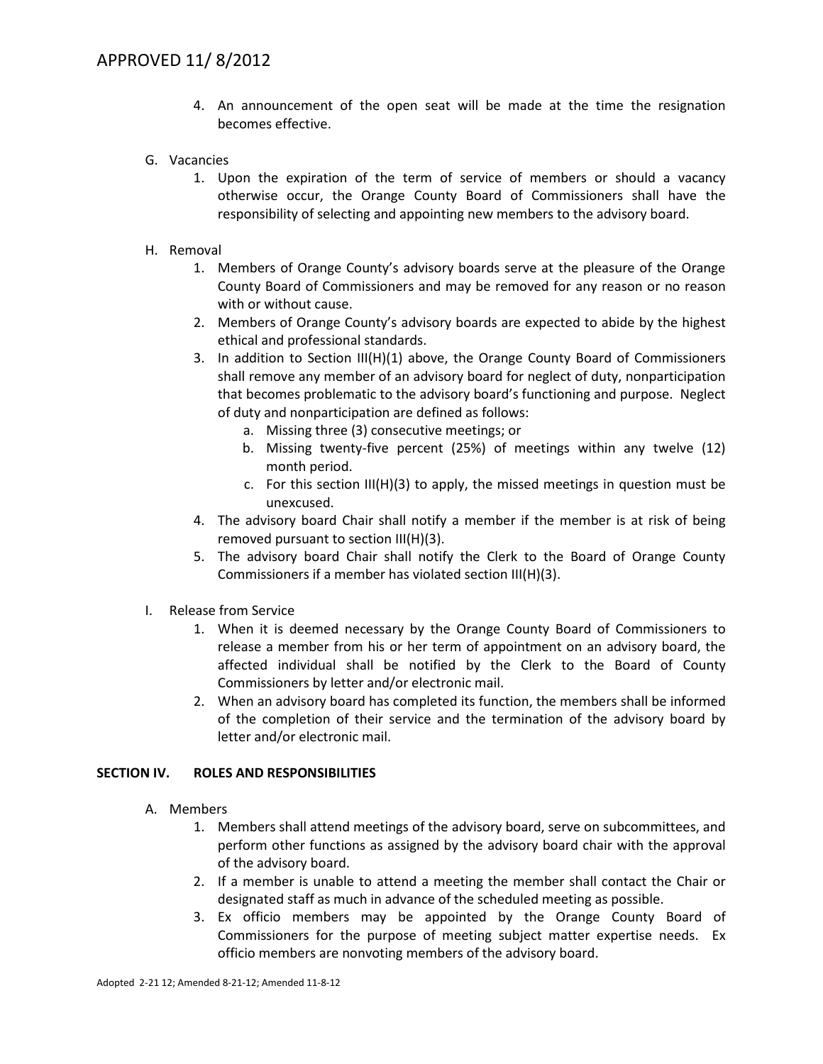4. An announcement of the open seat will be made at the time the resignation becomes effective.

G. Vacancies

1. Upon the expiration of the term of service of members or should a vacancy otherwise occur, the Orange County Board of Commissioners shall have the responsibility of selecting and appointing new members to the advisory board.

H. Removal

1. Members of Orange County's advisory boards serve at the pleasure of the Orange County Board of Commissioners and may be removed for any reason or no reason with or without cause.
2. Members of Orange County's advisory boards are expected to abide by the highest ethical and professional standards.
3. In addition to Section III(H)(1) above, the Orange County Board of Commissioners shall remove any member of an advisory board for neglect of duty, nonparticipation that becomes problematic to the advisory board's functioning and purpose. Neglect of duty and nonparticipation are defined as follows:
   a. Missing three (3) consecutive meetings; or
   b. Missing twenty-five percent (25%) of meetings within any twelve (12) month period.
   c. For this section III(H)(3) to apply, the missed meetings in question must be unexcused.
4. The advisory board Chair shall notify a member if the member is at risk of being removed pursuant to section III(H)(3).
5. The advisory board Chair shall notify the Clerk to the Board of Orange County Commissioners if a member has violated section III(H)(3).

I. Release from Service

1. When it is deemed necessary by the Orange County Board of Commissioners to release a member from his or her term of appointment on an advisory board, the affected individual shall be notified by the Clerk to the Board of County Commissioners by letter and/or electronic mail.
2. When an advisory board has completed its function, the members shall be informed of the completion of their service and the termination of the advisory board by letter and/or electronic mail.

## SECTION IV. ROLES AND RESPONSIBILITIES

A. Members

1. Members shall attend meetings of the advisory board, serve on subcommittees, and perform other functions as assigned by the advisory board chair with the approval of the advisory board.
2. If a member is unable to attend a meeting the member shall contact the Chair or designated staff as much in advance of the scheduled meeting as possible.
3. Ex officio members may be appointed by the Orange County Board of Commissioners for the purpose of meeting subject matter expertise needs. Ex officio members are nonvoting members of the advisory board.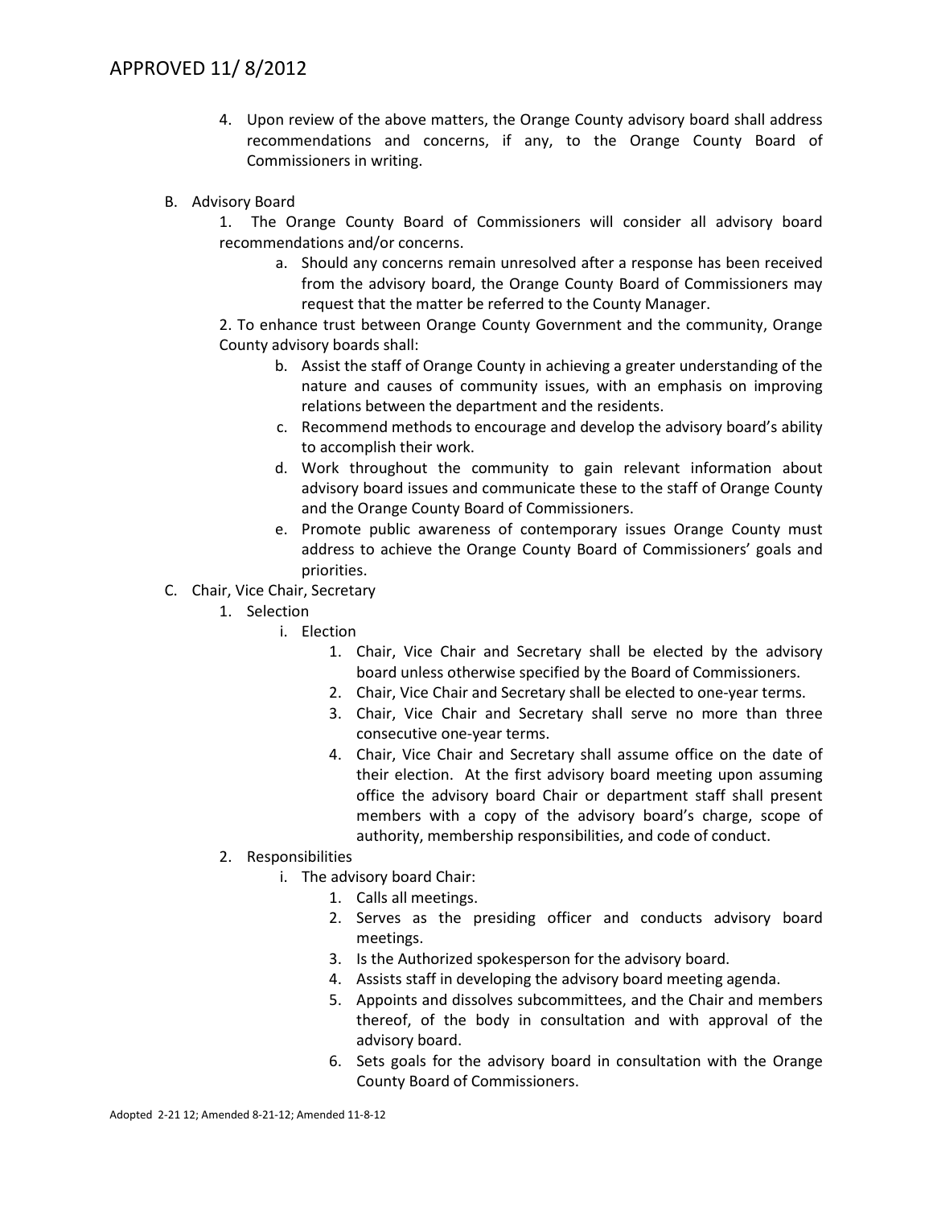4. Upon review of the above matters, the Orange County advisory board shall address recommendations and concerns, if any, to the Orange County Board of Commissioners in writing.

B. Advisory Board

   1. The Orange County Board of Commissioners will consider all advisory board recommendations and/or concerns.

      a. Should any concerns remain unresolved after a response has been received from the advisory board, the Orange County Board of Commissioners may request that the matter be referred to the County Manager.

   2. To enhance trust between Orange County Government and the community, Orange County advisory boards shall:

      b. Assist the staff of Orange County in achieving a greater understanding of the nature and causes of community issues, with an emphasis on improving relations between the department and the residents.

      c. Recommend methods to encourage and develop the advisory board's ability to accomplish their work.

      d. Work throughout the community to gain relevant information about advisory board issues and communicate these to the staff of Orange County and the Orange County Board of Commissioners.

      e. Promote public awareness of contemporary issues Orange County must address to achieve the Orange County Board of Commissioners' goals and priorities.

C. Chair, Vice Chair, Secretary

   1. Selection

      i. Election

         1. Chair, Vice Chair and Secretary shall be elected by the advisory board unless otherwise specified by the Board of Commissioners.
         2. Chair, Vice Chair and Secretary shall be elected to one-year terms.
         3. Chair, Vice Chair and Secretary shall serve no more than three consecutive one-year terms.
         4. Chair, Vice Chair and Secretary shall assume office on the date of their election. At the first advisory board meeting upon assuming office the advisory board Chair or department staff shall present members with a copy of the advisory board's charge, scope of authority, membership responsibilities, and code of conduct.

   2. Responsibilities

      i. The advisory board Chair:

         1. Calls all meetings.
         2. Serves as the presiding officer and conducts advisory board meetings.
         3. Is the Authorized spokesperson for the advisory board.
         4. Assists staff in developing the advisory board meeting agenda.
         5. Appoints and dissolves subcommittees, and the Chair and members thereof, of the body in consultation and with approval of the advisory board.
         6. Sets goals for the advisory board in consultation with the Orange County Board of Commissioners.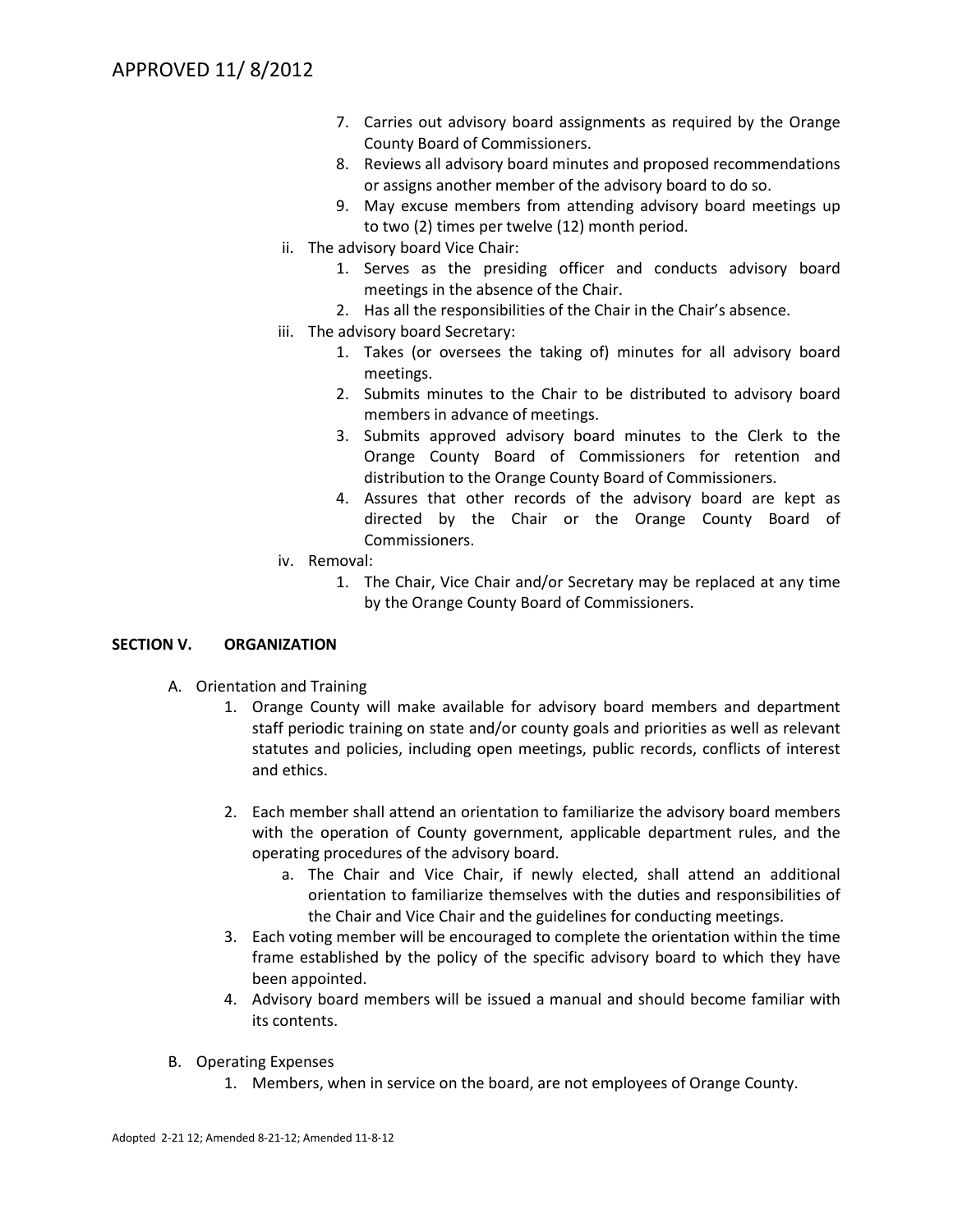7. Carries out advisory board assignments as required by the Orange County Board of Commissioners.
8. Reviews all advisory board minutes and proposed recommendations or assigns another member of the advisory board to do so.
9. May excuse members from attending advisory board meetings up to two (2) times per twelve (12) month period.

ii. The advisory board Vice Chair:

1. Serves as the presiding officer and conducts advisory board meetings in the absence of the Chair.
2. Has all the responsibilities of the Chair in the Chair's absence.

iii. The advisory board Secretary:

1. Takes (or oversees the taking of) minutes for all advisory board meetings.
2. Submits minutes to the Chair to be distributed to advisory board members in advance of meetings.
3. Submits approved advisory board minutes to the Clerk to the Orange County Board of Commissioners for retention and distribution to the Orange County Board of Commissioners.
4. Assures that other records of the advisory board are kept as directed by the Chair or the Orange County Board of Commissioners.

iv. Removal:

1. The Chair, Vice Chair and/or Secretary may be replaced at any time by the Orange County Board of Commissioners.

## SECTION V. ORGANIZATION

A. Orientation and Training

1. Orange County will make available for advisory board members and department staff periodic training on state and/or county goals and priorities as well as relevant statutes and policies, including open meetings, public records, conflicts of interest and ethics.
2. Each member shall attend an orientation to familiarize the advisory board members with the operation of County government, applicable department rules, and the operating procedures of the advisory board.
    a. The Chair and Vice Chair, if newly elected, shall attend an additional orientation to familiarize themselves with the duties and responsibilities of the Chair and Vice Chair and the guidelines for conducting meetings.
3. Each voting member will be encouraged to complete the orientation within the time frame established by the policy of the specific advisory board to which they have been appointed.
4. Advisory board members will be issued a manual and should become familiar with its contents.

B. Operating Expenses

1. Members, when in service on the board, are not employees of Orange County.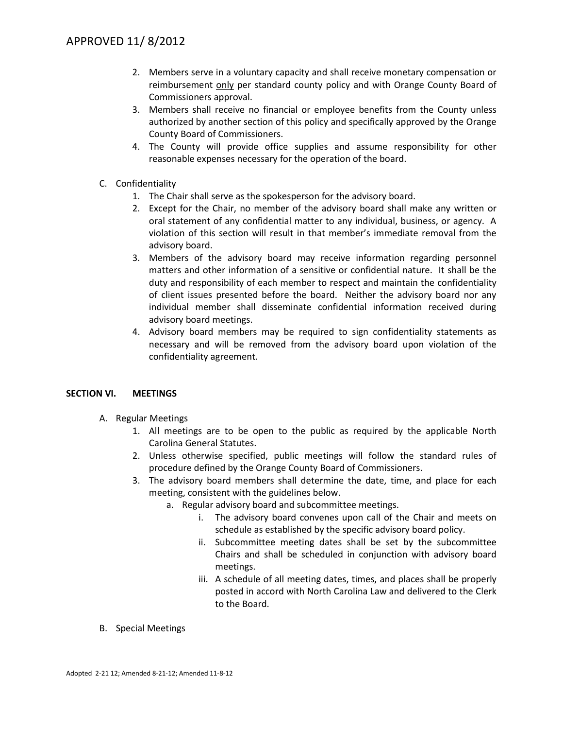2. Members serve in a voluntary capacity and shall receive monetary compensation or reimbursement <u>only</u> per standard county policy and with Orange County Board of Commissioners approval.
3. Members shall receive no financial or employee benefits from the County unless authorized by another section of this policy and specifically approved by the Orange County Board of Commissioners.
4. The County will provide office supplies and assume responsibility for other reasonable expenses necessary for the operation of the board.

C. Confidentiality
   1. The Chair shall serve as the spokesperson for the advisory board.
   2. Except for the Chair, no member of the advisory board shall make any written or oral statement of any confidential matter to any individual, business, or agency. A violation of this section will result in that member's immediate removal from the advisory board.
   3. Members of the advisory board may receive information regarding personnel matters and other information of a sensitive or confidential nature. It shall be the duty and responsibility of each member to respect and maintain the confidentiality of client issues presented before the board. Neither the advisory board nor any individual member shall disseminate confidential information received during advisory board meetings.
   4. Advisory board members may be required to sign confidentiality statements as necessary and will be removed from the advisory board upon violation of the confidentiality agreement.

**SECTION VI. MEETINGS**

A. Regular Meetings
   1. All meetings are to be open to the public as required by the applicable North Carolina General Statutes.
   2. Unless otherwise specified, public meetings will follow the standard rules of procedure defined by the Orange County Board of Commissioners.
   3. The advisory board members shall determine the date, time, and place for each meeting, consistent with the guidelines below.
      a. Regular advisory board and subcommittee meetings.
         i. The advisory board convenes upon call of the Chair and meets on schedule as established by the specific advisory board policy.
         ii. Subcommittee meeting dates shall be set by the subcommittee Chairs and shall be scheduled in conjunction with advisory board meetings.
         iii. A schedule of all meeting dates, times, and places shall be properly posted in accord with North Carolina Law and delivered to the Clerk to the Board.

B. Special Meetings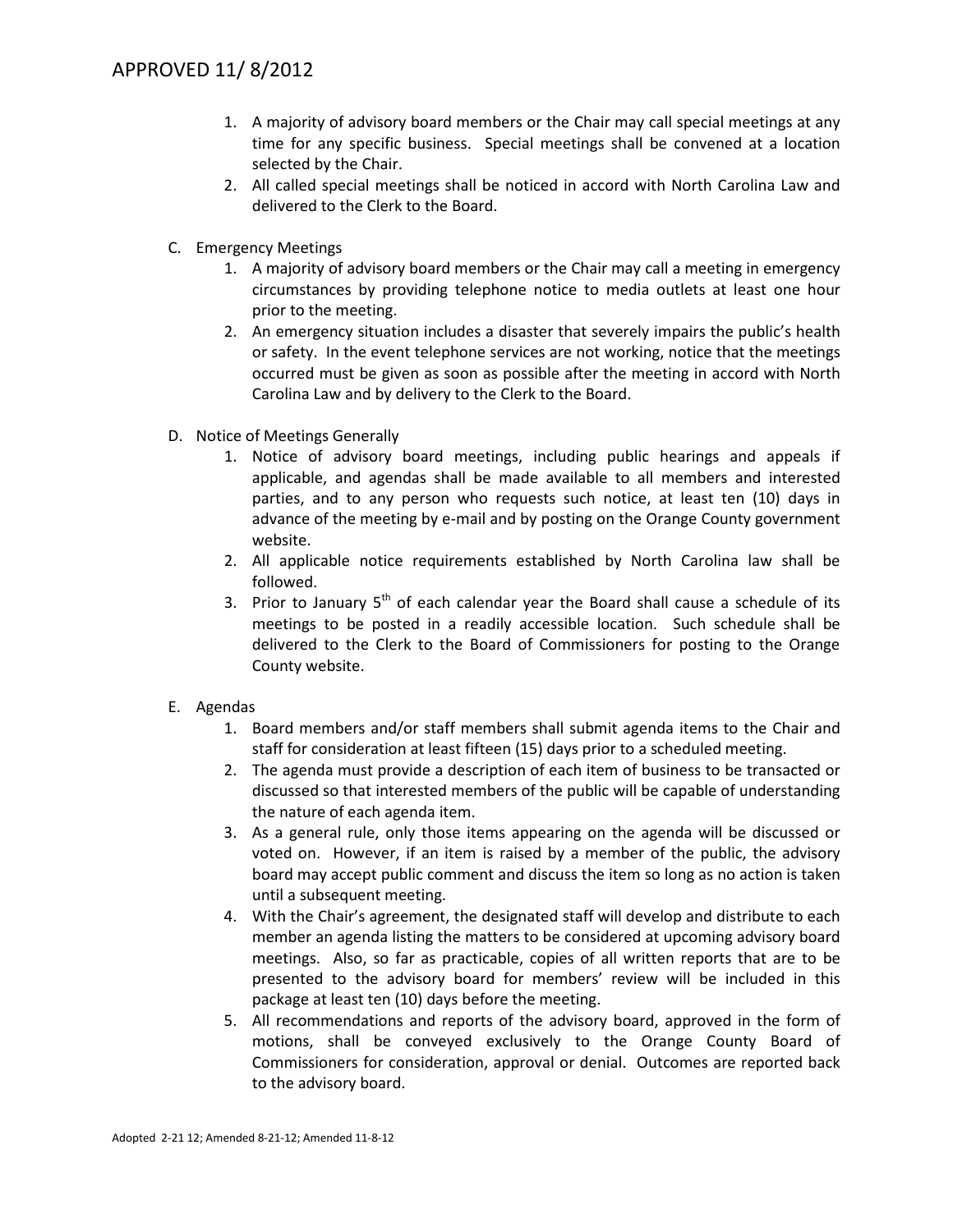1. A majority of advisory board members or the Chair may call special meetings at any time for any specific business. Special meetings shall be convened at a location selected by the Chair.
2. All called special meetings shall be noticed in accord with North Carolina Law and delivered to the Clerk to the Board.

C. Emergency Meetings

1. A majority of advisory board members or the Chair may call a meeting in emergency circumstances by providing telephone notice to media outlets at least one hour prior to the meeting.
2. An emergency situation includes a disaster that severely impairs the public's health or safety. In the event telephone services are not working, notice that the meetings occurred must be given as soon as possible after the meeting in accord with North Carolina Law and by delivery to the Clerk to the Board.

D. Notice of Meetings Generally

1. Notice of advisory board meetings, including public hearings and appeals if applicable, and agendas shall be made available to all members and interested parties, and to any person who requests such notice, at least ten (10) days in advance of the meeting by e-mail and by posting on the Orange County government website.
2. All applicable notice requirements established by North Carolina law shall be followed.
3. Prior to January 5th of each calendar year the Board shall cause a schedule of its meetings to be posted in a readily accessible location. Such schedule shall be delivered to the Clerk to the Board of Commissioners for posting to the Orange County website.

E. Agendas

1. Board members and/or staff members shall submit agenda items to the Chair and staff for consideration at least fifteen (15) days prior to a scheduled meeting.
2. The agenda must provide a description of each item of business to be transacted or discussed so that interested members of the public will be capable of understanding the nature of each agenda item.
3. As a general rule, only those items appearing on the agenda will be discussed or voted on. However, if an item is raised by a member of the public, the advisory board may accept public comment and discuss the item so long as no action is taken until a subsequent meeting.
4. With the Chair's agreement, the designated staff will develop and distribute to each member an agenda listing the matters to be considered at upcoming advisory board meetings. Also, so far as practicable, copies of all written reports that are to be presented to the advisory board for members' review will be included in this package at least ten (10) days before the meeting.
5. All recommendations and reports of the advisory board, approved in the form of motions, shall be conveyed exclusively to the Orange County Board of Commissioners for consideration, approval or denial. Outcomes are reported back to the advisory board.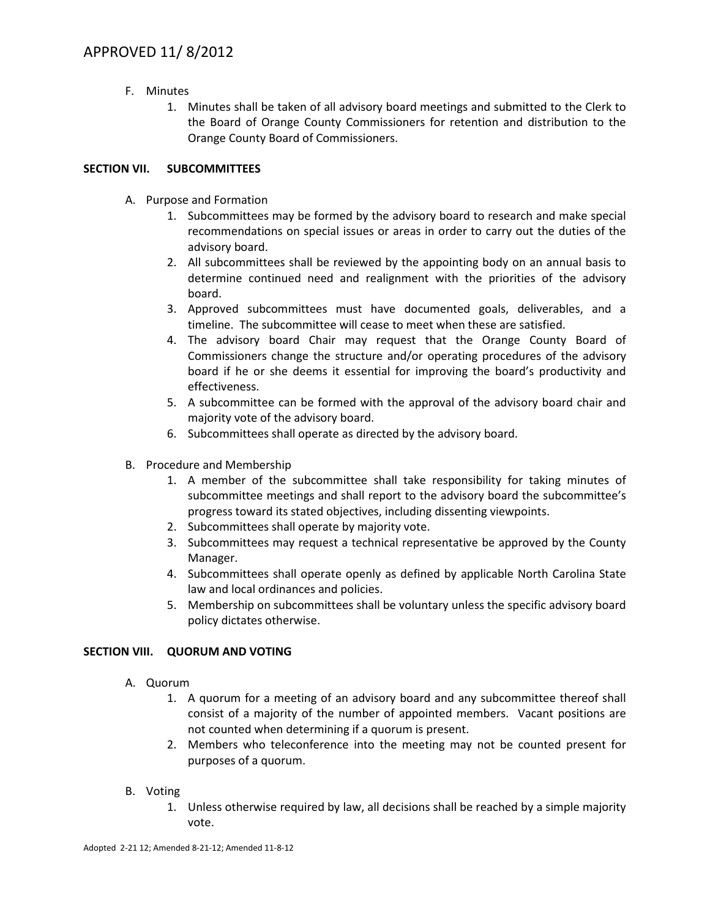F. Minutes
   1. Minutes shall be taken of all advisory board meetings and submitted to the Clerk to the Board of Orange County Commissioners for retention and distribution to the Orange County Board of Commissioners.

**SECTION VII. SUBCOMMITTEES**

A. Purpose and Formation
   1. Subcommittees may be formed by the advisory board to research and make special recommendations on special issues or areas in order to carry out the duties of the advisory board.
   2. All subcommittees shall be reviewed by the appointing body on an annual basis to determine continued need and realignment with the priorities of the advisory board.
   3. Approved subcommittees must have documented goals, deliverables, and a timeline. The subcommittee will cease to meet when these are satisfied.
   4. The advisory board Chair may request that the Orange County Board of Commissioners change the structure and/or operating procedures of the advisory board if he or she deems it essential for improving the board's productivity and effectiveness.
   5. A subcommittee can be formed with the approval of the advisory board chair and majority vote of the advisory board.
   6. Subcommittees shall operate as directed by the advisory board.

B. Procedure and Membership
   1. A member of the subcommittee shall take responsibility for taking minutes of subcommittee meetings and shall report to the advisory board the subcommittee's progress toward its stated objectives, including dissenting viewpoints.
   2. Subcommittees shall operate by majority vote.
   3. Subcommittees may request a technical representative be approved by the County Manager.
   4. Subcommittees shall operate openly as defined by applicable North Carolina State law and local ordinances and policies.
   5. Membership on subcommittees shall be voluntary unless the specific advisory board policy dictates otherwise.

**SECTION VIII. QUORUM AND VOTING**

A. Quorum
   1. A quorum for a meeting of an advisory board and any subcommittee thereof shall consist of a majority of the number of appointed members. Vacant positions are not counted when determining if a quorum is present.
   2. Members who teleconference into the meeting may not be counted present for purposes of a quorum.

B. Voting
   1. Unless otherwise required by law, all decisions shall be reached by a simple majority vote.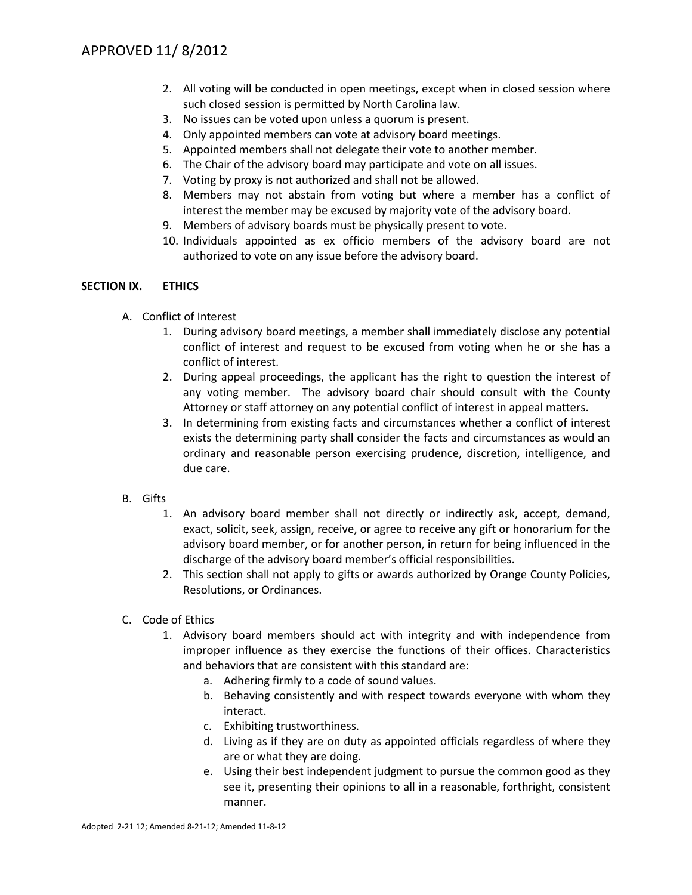2. All voting will be conducted in open meetings, except when in closed session where such closed session is permitted by North Carolina law.
3. No issues can be voted upon unless a quorum is present.
4. Only appointed members can vote at advisory board meetings.
5. Appointed members shall not delegate their vote to another member.
6. The Chair of the advisory board may participate and vote on all issues.
7. Voting by proxy is not authorized and shall not be allowed.
8. Members may not abstain from voting but where a member has a conflict of interest the member may be excused by majority vote of the advisory board.
9. Members of advisory boards must be physically present to vote.
10. Individuals appointed as ex officio members of the advisory board are not authorized to vote on any issue before the advisory board.

## SECTION IX. ETHICS

A. Conflict of Interest

1. During advisory board meetings, a member shall immediately disclose any potential conflict of interest and request to be excused from voting when he or she has a conflict of interest.
2. During appeal proceedings, the applicant has the right to question the interest of any voting member. The advisory board chair should consult with the County Attorney or staff attorney on any potential conflict of interest in appeal matters.
3. In determining from existing facts and circumstances whether a conflict of interest exists the determining party shall consider the facts and circumstances as would an ordinary and reasonable person exercising prudence, discretion, intelligence, and due care.

B. Gifts

1. An advisory board member shall not directly or indirectly ask, accept, demand, exact, solicit, seek, assign, receive, or agree to receive any gift or honorarium for the advisory board member, or for another person, in return for being influenced in the discharge of the advisory board member's official responsibilities.
2. This section shall not apply to gifts or awards authorized by Orange County Policies, Resolutions, or Ordinances.

C. Code of Ethics

1. Advisory board members should act with integrity and with independence from improper influence as they exercise the functions of their offices. Characteristics and behaviors that are consistent with this standard are:
   a. Adhering firmly to a code of sound values.
   b. Behaving consistently and with respect towards everyone with whom they interact.
   c. Exhibiting trustworthiness.
   d. Living as if they are on duty as appointed officials regardless of where they are or what they are doing.
   e. Using their best independent judgment to pursue the common good as they see it, presenting their opinions to all in a reasonable, forthright, consistent manner.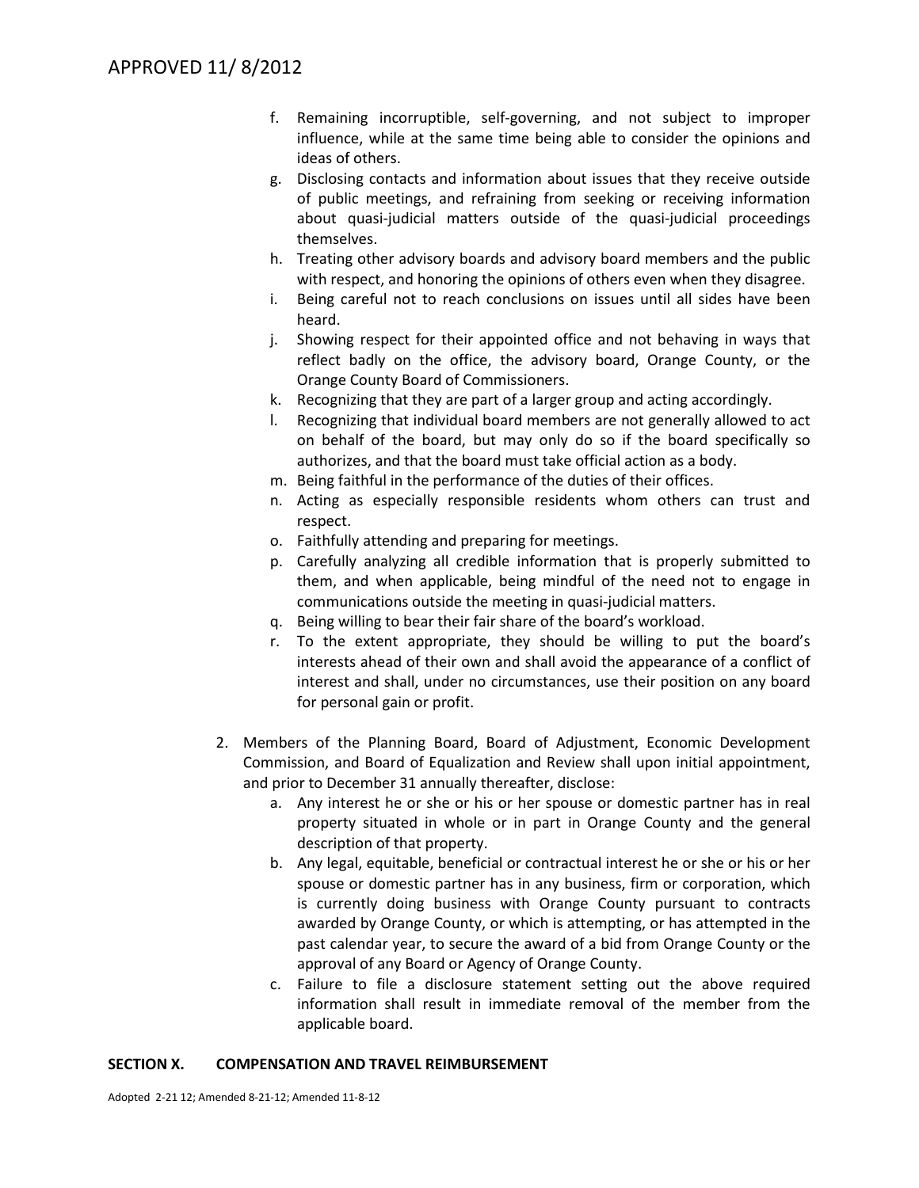f. Remaining incorruptible, self-governing, and not subject to improper influence, while at the same time being able to consider the opinions and ideas of others.
g. Disclosing contacts and information about issues that they receive outside of public meetings, and refraining from seeking or receiving information about quasi-judicial matters outside of the quasi-judicial proceedings themselves.
h. Treating other advisory boards and advisory board members and the public with respect, and honoring the opinions of others even when they disagree.
i. Being careful not to reach conclusions on issues until all sides have been heard.
j. Showing respect for their appointed office and not behaving in ways that reflect badly on the office, the advisory board, Orange County, or the Orange County Board of Commissioners.
k. Recognizing that they are part of a larger group and acting accordingly.
l. Recognizing that individual board members are not generally allowed to act on behalf of the board, but may only do so if the board specifically so authorizes, and that the board must take official action as a body.
m. Being faithful in the performance of the duties of their offices.
n. Acting as especially responsible residents whom others can trust and respect.
o. Faithfully attending and preparing for meetings.
p. Carefully analyzing all credible information that is properly submitted to them, and when applicable, being mindful of the need not to engage in communications outside the meeting in quasi-judicial matters.
q. Being willing to bear their fair share of the board's workload.
r. To the extent appropriate, they should be willing to put the board's interests ahead of their own and shall avoid the appearance of a conflict of interest and shall, under no circumstances, use their position on any board for personal gain or profit.

2. Members of the Planning Board, Board of Adjustment, Economic Development Commission, and Board of Equalization and Review shall upon initial appointment, and prior to December 31 annually thereafter, disclose:
    a. Any interest he or she or his or her spouse or domestic partner has in real property situated in whole or in part in Orange County and the general description of that property.
    b. Any legal, equitable, beneficial or contractual interest he or she or his or her spouse or domestic partner has in any business, firm or corporation, which is currently doing business with Orange County pursuant to contracts awarded by Orange County, or which is attempting, or has attempted in the past calendar year, to secure the award of a bid from Orange County or the approval of any Board or Agency of Orange County.
    c. Failure to file a disclosure statement setting out the above required information shall result in immediate removal of the member from the applicable board.

**SECTION X. COMPENSATION AND TRAVEL REIMBURSEMENT**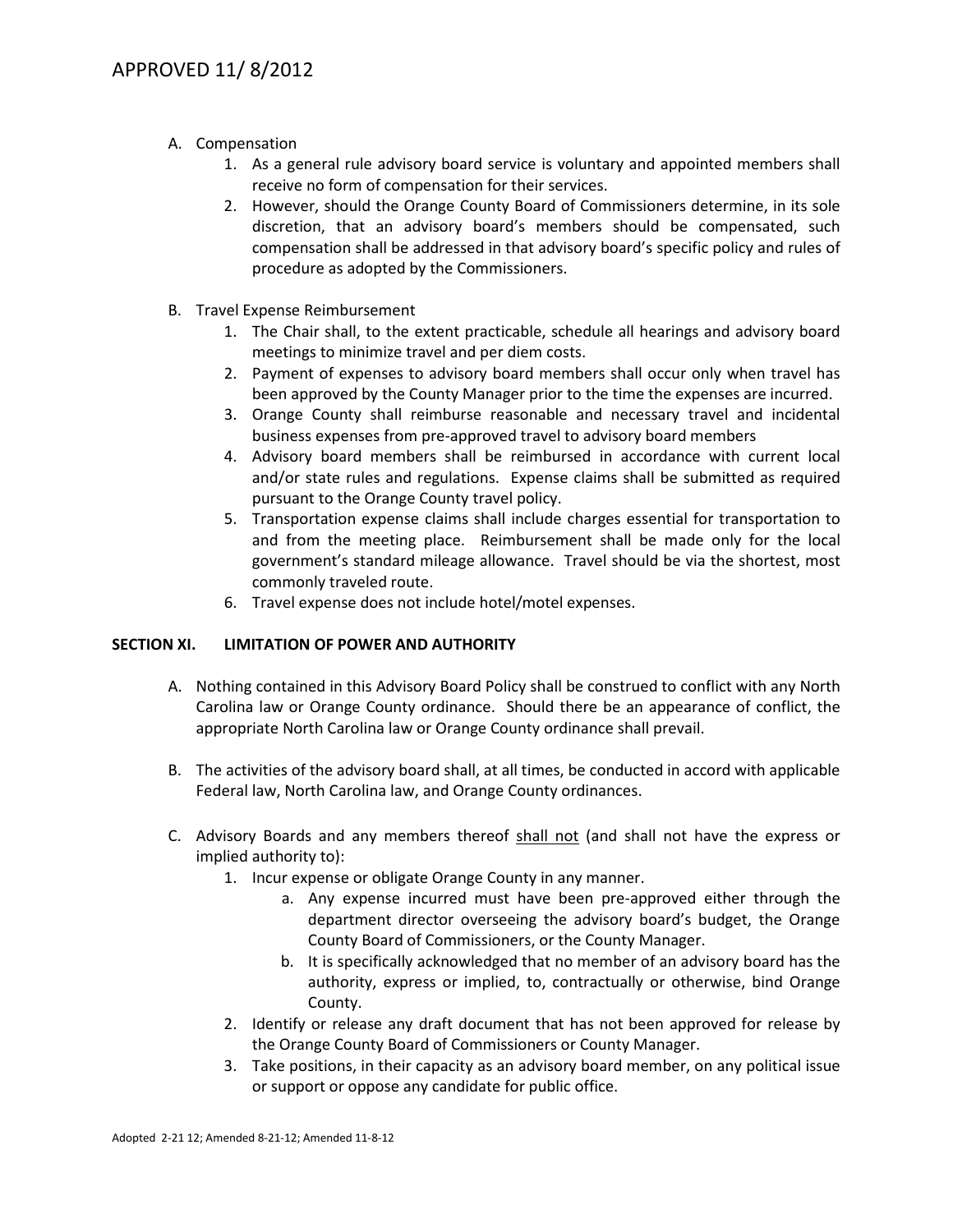A. Compensation
   1. As a general rule advisory board service is voluntary and appointed members shall receive no form of compensation for their services.
   2. However, should the Orange County Board of Commissioners determine, in its sole discretion, that an advisory board's members should be compensated, such compensation shall be addressed in that advisory board's specific policy and rules of procedure as adopted by the Commissioners.

B. Travel Expense Reimbursement
   1. The Chair shall, to the extent practicable, schedule all hearings and advisory board meetings to minimize travel and per diem costs.
   2. Payment of expenses to advisory board members shall occur only when travel has been approved by the County Manager prior to the time the expenses are incurred.
   3. Orange County shall reimburse reasonable and necessary travel and incidental business expenses from pre-approved travel to advisory board members
   4. Advisory board members shall be reimbursed in accordance with current local and/or state rules and regulations. Expense claims shall be submitted as required pursuant to the Orange County travel policy.
   5. Transportation expense claims shall include charges essential for transportation to and from the meeting place. Reimbursement shall be made only for the local government's standard mileage allowance. Travel should be via the shortest, most commonly traveled route.
   6. Travel expense does not include hotel/motel expenses.

## SECTION XI. LIMITATION OF POWER AND AUTHORITY

A. Nothing contained in this Advisory Board Policy shall be construed to conflict with any North Carolina law or Orange County ordinance. Should there be an appearance of conflict, the appropriate North Carolina law or Orange County ordinance shall prevail.

B. The activities of the advisory board shall, at all times, be conducted in accord with applicable Federal law, North Carolina law, and Orange County ordinances.

C. Advisory Boards and any members thereof <u>shall not</u> (and shall not have the express or implied authority to):
   1. Incur expense or obligate Orange County in any manner.
      a. Any expense incurred must have been pre-approved either through the department director overseeing the advisory board's budget, the Orange County Board of Commissioners, or the County Manager.
      b. It is specifically acknowledged that no member of an advisory board has the authority, express or implied, to, contractually or otherwise, bind Orange County.
   2. Identify or release any draft document that has not been approved for release by the Orange County Board of Commissioners or County Manager.
   3. Take positions, in their capacity as an advisory board member, on any political issue or support or oppose any candidate for public office.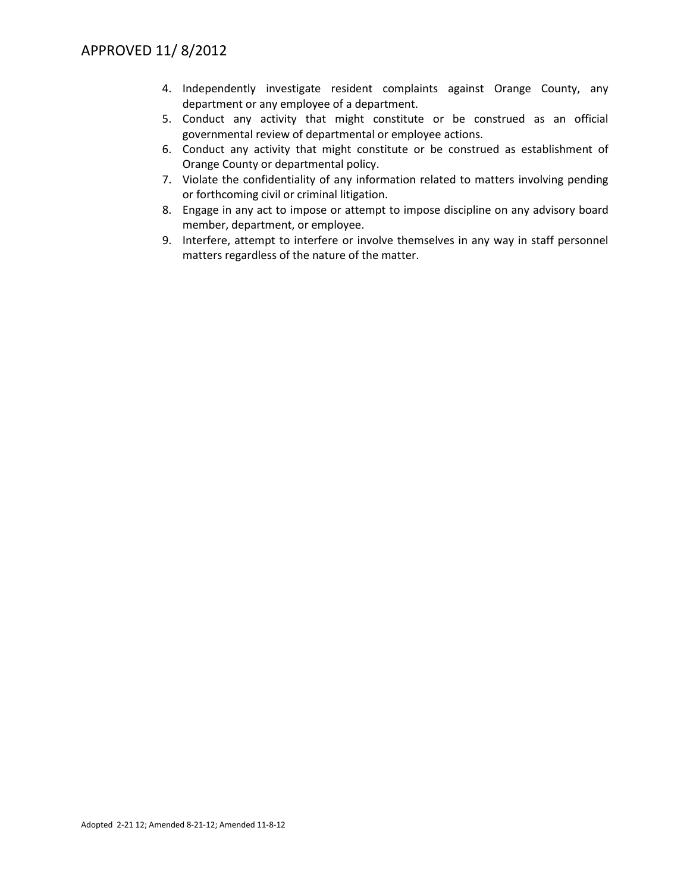4. Independently investigate resident complaints against Orange County, any department or any employee of a department.
5. Conduct any activity that might constitute or be construed as an official governmental review of departmental or employee actions.
6. Conduct any activity that might constitute or be construed as establishment of Orange County or departmental policy.
7. Violate the confidentiality of any information related to matters involving pending or forthcoming civil or criminal litigation.
8. Engage in any act to impose or attempt to impose discipline on any advisory board member, department, or employee.
9. Interfere, attempt to interfere or involve themselves in any way in staff personnel matters regardless of the nature of the matter.